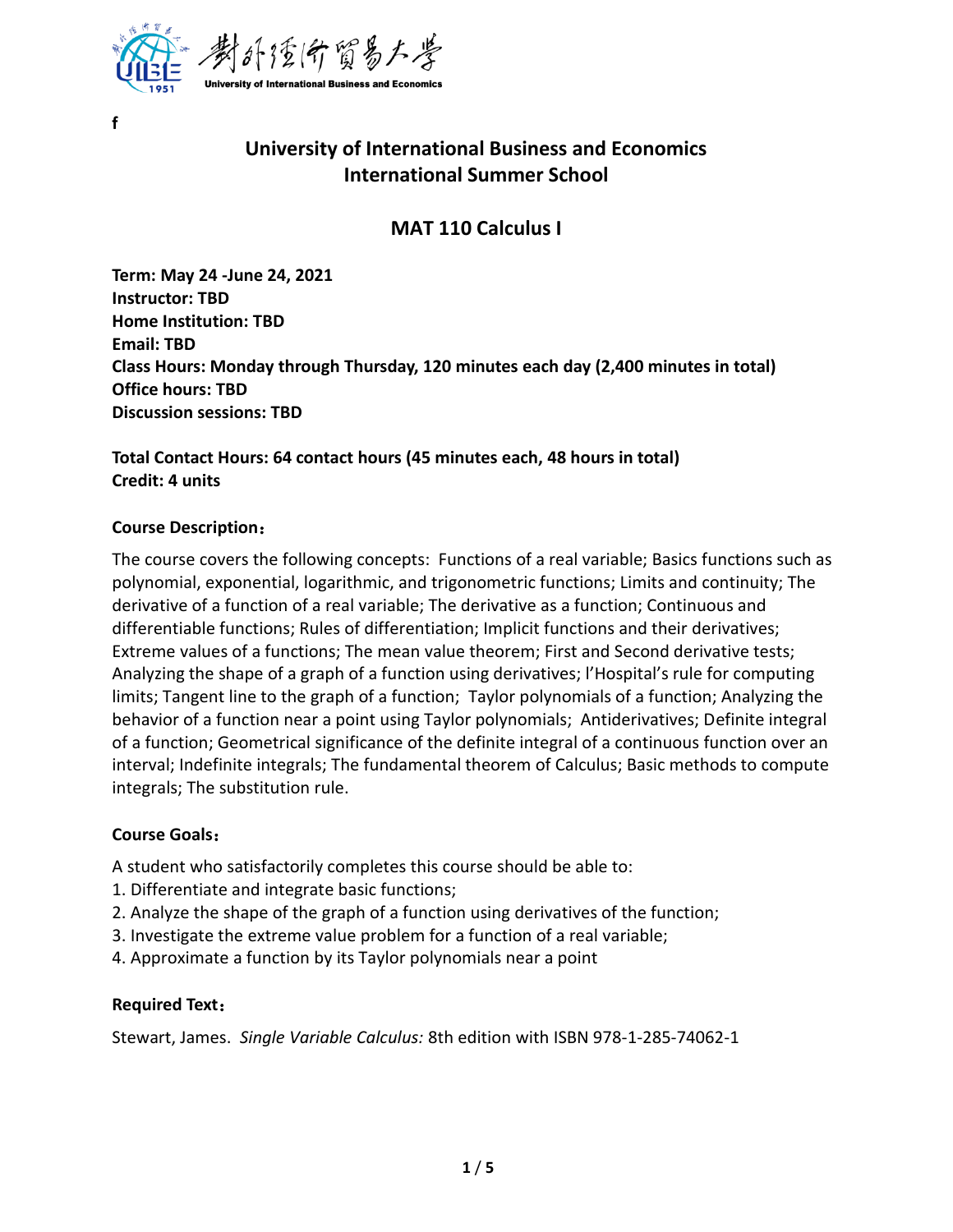f

# University of International Business and Economics
# International Summer School

## MAT 110 Calculus I

**Term: May 24 -June 24, 2021**
**Instructor: TBD**
**Home Institution: TBD**
**Email: TBD**
**Class Hours: Monday through Thursday, 120 minutes each day (2,400 minutes in total)**
**Office hours: TBD**
**Discussion sessions: TBD**

**Total Contact Hours: 64 contact hours (45 minutes each, 48 hours in total)**
**Credit: 4 units**

### Course Description：

The course covers the following concepts: Functions of a real variable; Basics functions such as polynomial, exponential, logarithmic, and trigonometric functions; Limits and continuity; The derivative of a function of a real variable; The derivative as a function; Continuous and differentiable functions; Rules of differentiation; Implicit functions and their derivatives; Extreme values of a functions; The mean value theorem; First and Second derivative tests; Analyzing the shape of a graph of a function using derivatives; l'Hospital's rule for computing limits; Tangent line to the graph of a function; Taylor polynomials of a function; Analyzing the behavior of a function near a point using Taylor polynomials; Antiderivatives; Definite integral of a function; Geometrical significance of the definite integral of a continuous function over an interval; Indefinite integrals; The fundamental theorem of Calculus; Basic methods to compute integrals; The substitution rule.

### Course Goals：

A student who satisfactorily completes this course should be able to:
1. Differentiate and integrate basic functions;
2. Analyze the shape of the graph of a function using derivatives of the function;
3. Investigate the extreme value problem for a function of a real variable;
4. Approximate a function by its Taylor polynomials near a point

### Required Text：

Stewart, James. *Single Variable Calculus:* 8th edition with ISBN 978-1-285-74062-1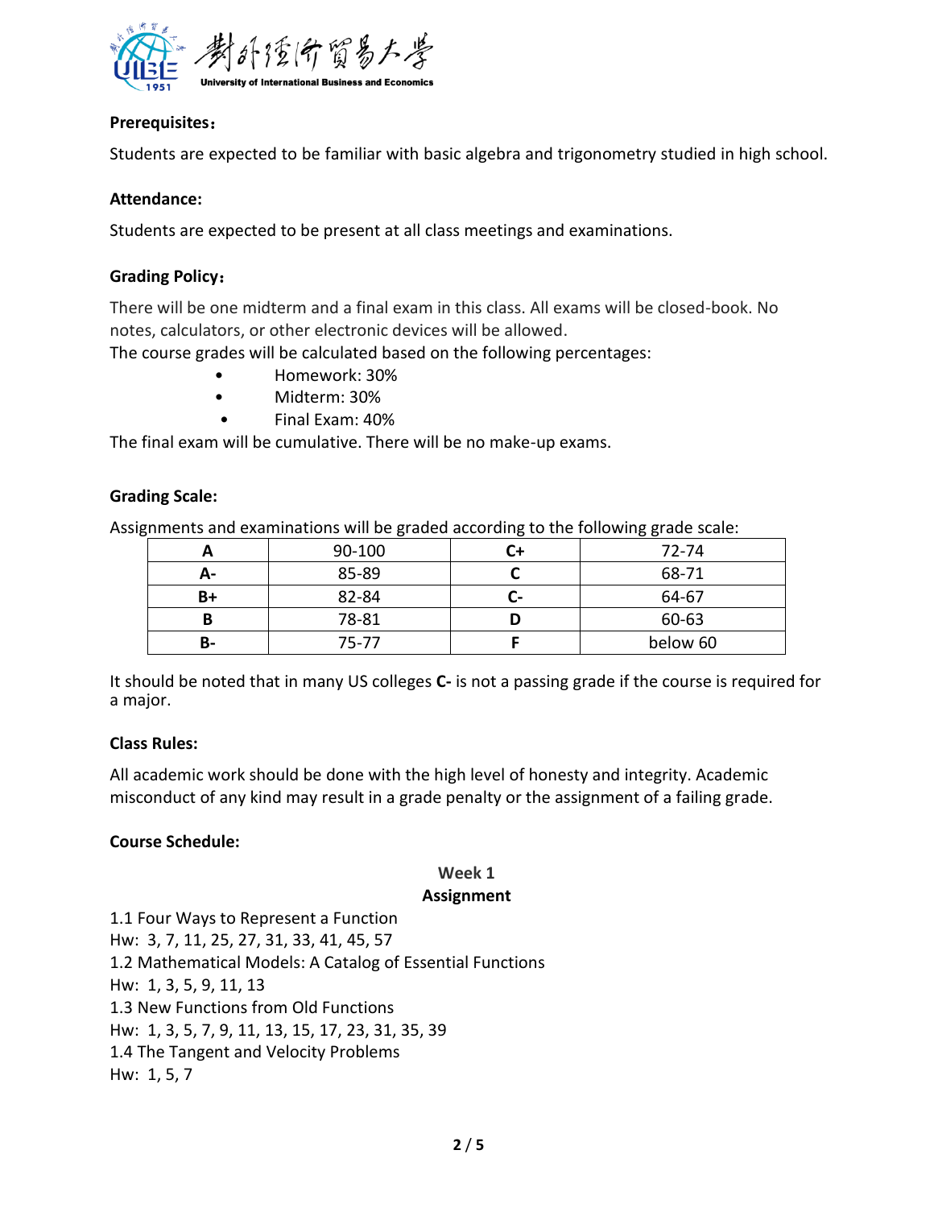**Prerequisites**：

Students are expected to be familiar with basic algebra and trigonometry studied in high school.

**Attendance:**

Students are expected to be present at all class meetings and examinations.

**Grading Policy**：

There will be one midterm and a final exam in this class. All exams will be closed-book. No notes, calculators, or other electronic devices will be allowed.
The course grades will be calculated based on the following percentages:

- Homework: 30%
- Midterm: 30%
- Final Exam: 40%

The final exam will be cumulative. There will be no make-up exams.

**Grading Scale:**

Assignments and examinations will be graded according to the following grade scale:

| **A** | 90-100 | **C+** | 72-74 |
|---|---|---|---|
| **A-** | 85-89 | **C** | 68-71 |
| **B+** | 82-84 | **C-** | 64-67 |
| **B** | 78-81 | **D** | 60-63 |
| **B-** | 75-77 | **F** | below 60 |

It should be noted that in many US colleges **C-** is not a passing grade if the course is required for a major.

**Class Rules:**

All academic work should be done with the high level of honesty and integrity. Academic misconduct of any kind may result in a grade penalty or the assignment of a failing grade.

**Course Schedule:**

**Week 1**

**Assignment**

1.1 Four Ways to Represent a Function
Hw: 3, 7, 11, 25, 27, 31, 33, 41, 45, 57
1.2 Mathematical Models: A Catalog of Essential Functions
Hw: 1, 3, 5, 9, 11, 13
1.3 New Functions from Old Functions
Hw: 1, 3, 5, 7, 9, 11, 13, 15, 17, 23, 31, 35, 39
1.4 The Tangent and Velocity Problems
Hw: 1, 5, 7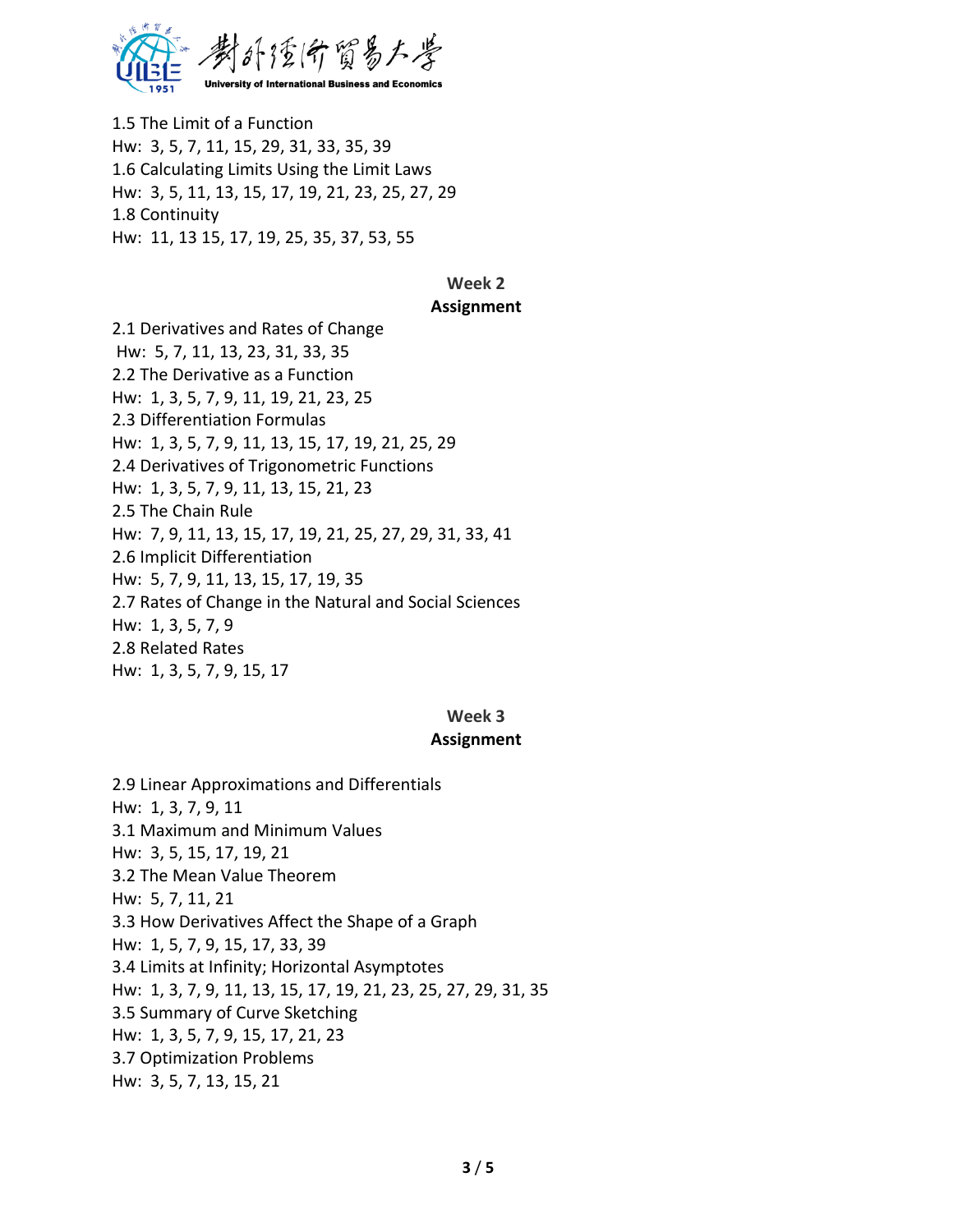1.5 The Limit of a Function

Hw: 3, 5, 7, 11, 15, 29, 31, 33, 35, 39

1.6 Calculating Limits Using the Limit Laws

Hw: 3, 5, 11, 13, 15, 17, 19, 21, 23, 25, 27, 29

1.8 Continuity

Hw: 11, 13 15, 17, 19, 25, 35, 37, 53, 55

**Week 2**

**Assignment**

2.1 Derivatives and Rates of Change

Hw: 5, 7, 11, 13, 23, 31, 33, 35

2.2 The Derivative as a Function

Hw: 1, 3, 5, 7, 9, 11, 19, 21, 23, 25

2.3 Differentiation Formulas

Hw: 1, 3, 5, 7, 9, 11, 13, 15, 17, 19, 21, 25, 29

2.4 Derivatives of Trigonometric Functions

Hw: 1, 3, 5, 7, 9, 11, 13, 15, 21, 23

2.5 The Chain Rule

Hw: 7, 9, 11, 13, 15, 17, 19, 21, 25, 27, 29, 31, 33, 41

2.6 Implicit Differentiation

Hw: 5, 7, 9, 11, 13, 15, 17, 19, 35

2.7 Rates of Change in the Natural and Social Sciences

Hw: 1, 3, 5, 7, 9

2.8 Related Rates

Hw: 1, 3, 5, 7, 9, 15, 17

**Week 3**

**Assignment**

2.9 Linear Approximations and Differentials

Hw: 1, 3, 7, 9, 11

3.1 Maximum and Minimum Values

Hw: 3, 5, 15, 17, 19, 21

3.2 The Mean Value Theorem

Hw: 5, 7, 11, 21

3.3 How Derivatives Affect the Shape of a Graph

Hw: 1, 5, 7, 9, 15, 17, 33, 39

3.4 Limits at Infinity; Horizontal Asymptotes

Hw: 1, 3, 7, 9, 11, 13, 15, 17, 19, 21, 23, 25, 27, 29, 31, 35

3.5 Summary of Curve Sketching

Hw: 1, 3, 5, 7, 9, 15, 17, 21, 23

3.7 Optimization Problems

Hw: 3, 5, 7, 13, 15, 21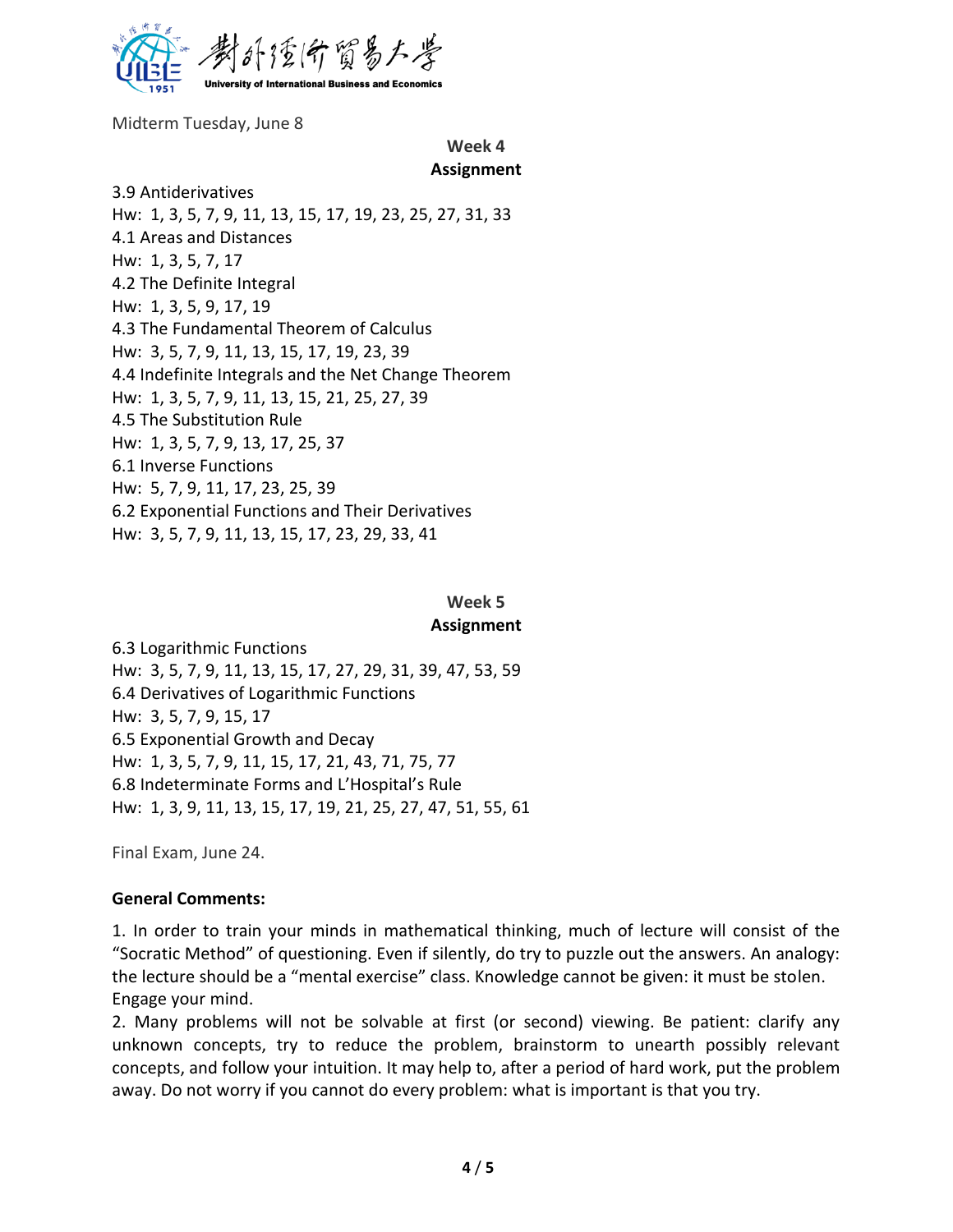Midterm Tuesday, June 8

## Week 4 Assignment

3.9 Antiderivatives
Hw: 1, 3, 5, 7, 9, 11, 13, 15, 17, 19, 23, 25, 27, 31, 33
4.1 Areas and Distances
Hw: 1, 3, 5, 7, 17
4.2 The Definite Integral
Hw: 1, 3, 5, 9, 17, 19
4.3 The Fundamental Theorem of Calculus
Hw: 3, 5, 7, 9, 11, 13, 15, 17, 19, 23, 39
4.4 Indefinite Integrals and the Net Change Theorem
Hw: 1, 3, 5, 7, 9, 11, 13, 15, 21, 25, 27, 39
4.5 The Substitution Rule
Hw: 1, 3, 5, 7, 9, 13, 17, 25, 37
6.1 Inverse Functions
Hw: 5, 7, 9, 11, 17, 23, 25, 39
6.2 Exponential Functions and Their Derivatives
Hw: 3, 5, 7, 9, 11, 13, 15, 17, 23, 29, 33, 41

## Week 5 Assignment

6.3 Logarithmic Functions
Hw: 3, 5, 7, 9, 11, 13, 15, 17, 27, 29, 31, 39, 47, 53, 59
6.4 Derivatives of Logarithmic Functions
Hw: 3, 5, 7, 9, 15, 17
6.5 Exponential Growth and Decay
Hw: 1, 3, 5, 7, 9, 11, 15, 17, 21, 43, 71, 75, 77
6.8 Indeterminate Forms and L'Hospital's Rule
Hw: 1, 3, 9, 11, 13, 15, 17, 19, 21, 25, 27, 47, 51, 55, 61

Final Exam, June 24.

**General Comments:**

1. In order to train your minds in mathematical thinking, much of lecture will consist of the "Socratic Method" of questioning. Even if silently, do try to puzzle out the answers. An analogy: the lecture should be a "mental exercise" class. Knowledge cannot be given: it must be stolen. Engage your mind.
2. Many problems will not be solvable at first (or second) viewing. Be patient: clarify any unknown concepts, try to reduce the problem, brainstorm to unearth possibly relevant concepts, and follow your intuition. It may help to, after a period of hard work, put the problem away. Do not worry if you cannot do every problem: what is important is that you try.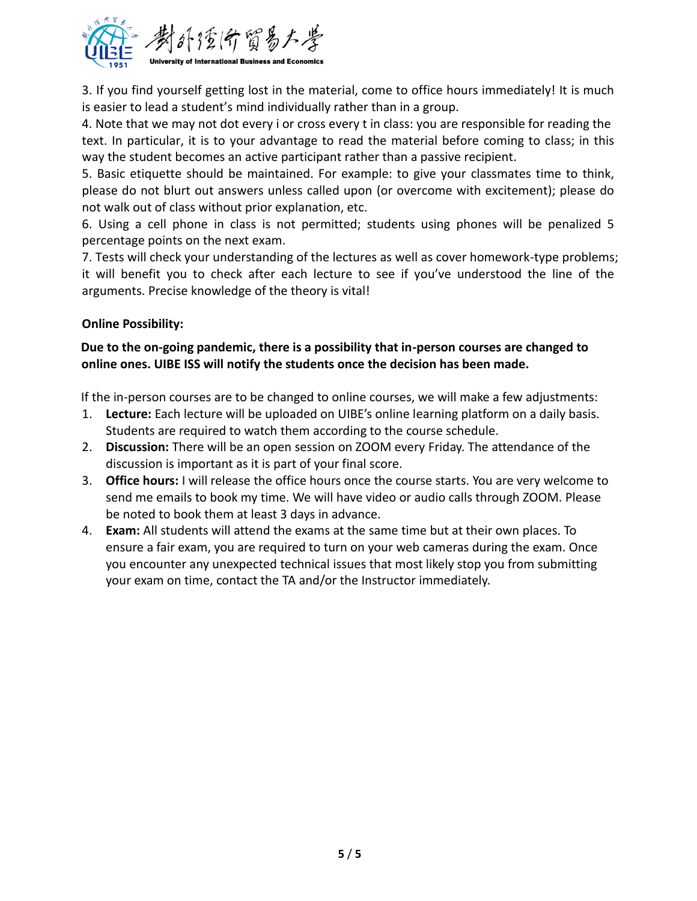3. If you find yourself getting lost in the material, come to office hours immediately! It is much is easier to lead a student's mind individually rather than in a group.

4. Note that we may not dot every i or cross every t in class: you are responsible for reading the text. In particular, it is to your advantage to read the material before coming to class; in this way the student becomes an active participant rather than a passive recipient.

5. Basic etiquette should be maintained. For example: to give your classmates time to think, please do not blurt out answers unless called upon (or overcome with excitement); please do not walk out of class without prior explanation, etc.

6. Using a cell phone in class is not permitted; students using phones will be penalized 5 percentage points on the next exam.

7. Tests will check your understanding of the lectures as well as cover homework-type problems; it will benefit you to check after each lecture to see if you've understood the line of the arguments. Precise knowledge of the theory is vital!

**Online Possibility:**

**Due to the on-going pandemic, there is a possibility that in-person courses are changed to online ones. UIBE ISS will notify the students once the decision has been made.**

If the in-person courses are to be changed to online courses, we will make a few adjustments:

1. **Lecture:** Each lecture will be uploaded on UIBE's online learning platform on a daily basis. Students are required to watch them according to the course schedule.
2. **Discussion:** There will be an open session on ZOOM every Friday. The attendance of the discussion is important as it is part of your final score.
3. **Office hours:** I will release the office hours once the course starts. You are very welcome to send me emails to book my time. We will have video or audio calls through ZOOM. Please be noted to book them at least 3 days in advance.
4. **Exam:** All students will attend the exams at the same time but at their own places. To ensure a fair exam, you are required to turn on your web cameras during the exam. Once you encounter any unexpected technical issues that most likely stop you from submitting your exam on time, contact the TA and/or the Instructor immediately.